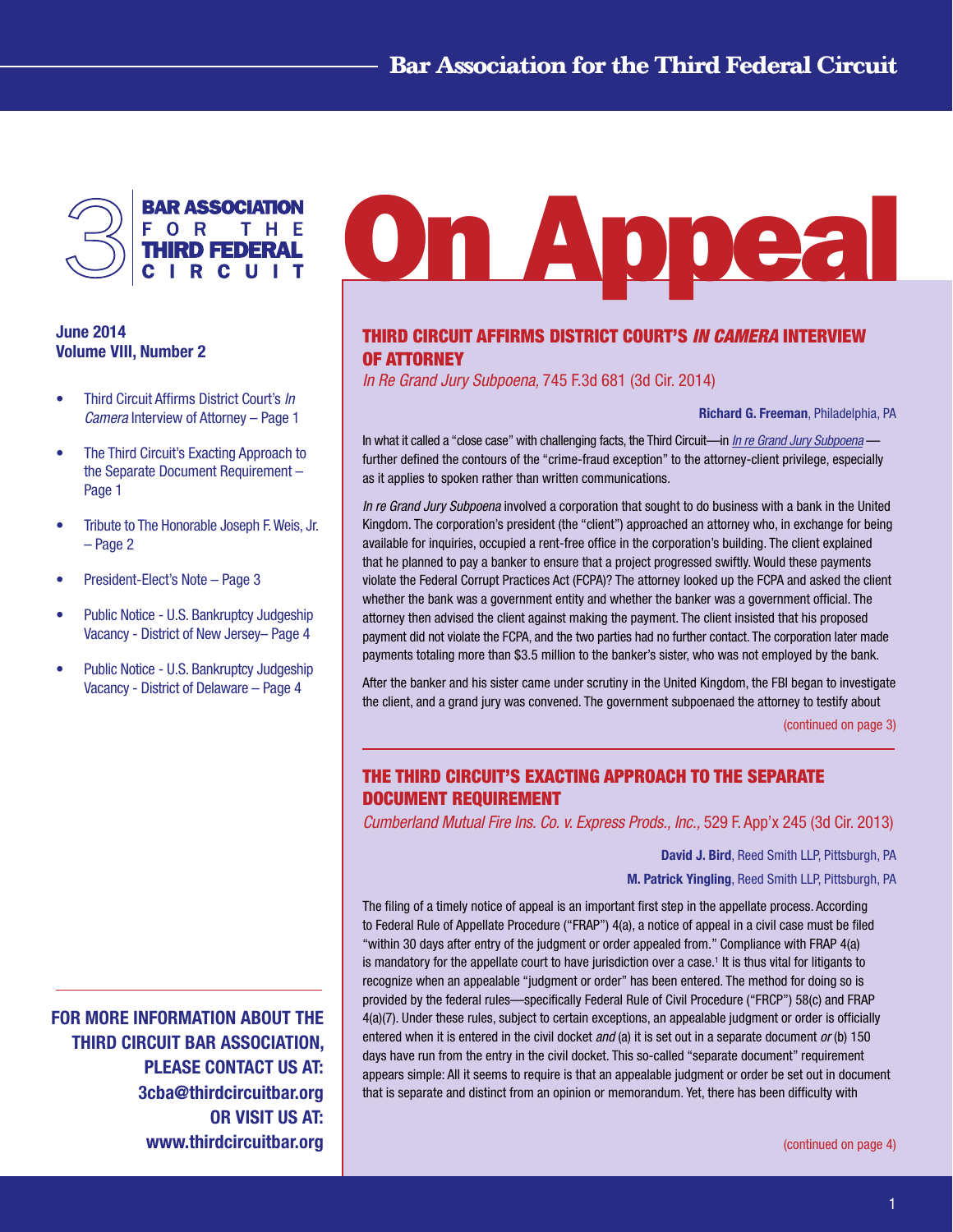# Bar Association for the Third Federal Circuit

BAR ASSOCIATION FOR THE THIRD FEDERAL CIRCUIT

# On Appeal

**June 2014**
**Volume VIII, Number 2**

- Third Circuit Affirms District Court's *In Camera* Interview of Attorney – Page 1
- The Third Circuit's Exacting Approach to the Separate Document Requirement – Page 1
- Tribute to The Honorable Joseph F. Weis, Jr. – Page 2
- President-Elect's Note – Page 3
- Public Notice - U.S. Bankruptcy Judgeship Vacancy - District of New Jersey– Page 4
- Public Notice - U.S. Bankruptcy Judgeship Vacancy - District of Delaware – Page 4

**FOR MORE INFORMATION ABOUT THE THIRD CIRCUIT BAR ASSOCIATION, PLEASE CONTACT US AT: 3cba@thirdcircuitbar.org OR VISIT US AT: www.thirdcircuitbar.org**

## THIRD CIRCUIT AFFIRMS DISTRICT COURT'S *IN CAMERA* INTERVIEW OF ATTORNEY

*In Re Grand Jury Subpoena,* 745 F.3d 681 (3d Cir. 2014)

**Richard G. Freeman**, Philadelphia, PA

In what it called a "close case" with challenging facts, the Third Circuit—in *In re Grand Jury Subpoena* —further defined the contours of the "crime-fraud exception" to the attorney-client privilege, especially as it applies to spoken rather than written communications.

*In re Grand Jury Subpoena* involved a corporation that sought to do business with a bank in the United Kingdom. The corporation's president (the "client") approached an attorney who, in exchange for being available for inquiries, occupied a rent-free office in the corporation's building. The client explained that he planned to pay a banker to ensure that a project progressed swiftly. Would these payments violate the Federal Corrupt Practices Act (FCPA)? The attorney looked up the FCPA and asked the client whether the bank was a government entity and whether the banker was a government official. The attorney then advised the client against making the payment. The client insisted that his proposed payment did not violate the FCPA, and the two parties had no further contact. The corporation later made payments totaling more than $3.5 million to the banker's sister, who was not employed by the bank.

After the banker and his sister came under scrutiny in the United Kingdom, the FBI began to investigate the client, and a grand jury was convened. The government subpoenaed the attorney to testify about

(continued on page 3)

## THE THIRD CIRCUIT'S EXACTING APPROACH TO THE SEPARATE DOCUMENT REQUIREMENT

*Cumberland Mutual Fire Ins. Co. v. Express Prods., Inc.,* 529 F. App'x 245 (3d Cir. 2013)

**David J. Bird**, Reed Smith LLP, Pittsburgh, PA

**M. Patrick Yingling**, Reed Smith LLP, Pittsburgh, PA

The filing of a timely notice of appeal is an important first step in the appellate process. According to Federal Rule of Appellate Procedure ("FRAP") 4(a), a notice of appeal in a civil case must be filed "within 30 days after entry of the judgment or order appealed from." Compliance with FRAP 4(a) is mandatory for the appellate court to have jurisdiction over a case.[1] It is thus vital for litigants to recognize when an appealable "judgment or order" has been entered. The method for doing so is provided by the federal rules—specifically Federal Rule of Civil Procedure ("FRCP") 58(c) and FRAP 4(a)(7). Under these rules, subject to certain exceptions, an appealable judgment or order is officially entered when it is entered in the civil docket *and* (a) it is set out in a separate document *or* (b) 150 days have run from the entry in the civil docket. This so-called "separate document" requirement appears simple: All it seems to require is that an appealable judgment or order be set out in document that is separate and distinct from an opinion or memorandum. Yet, there has been difficulty with

(continued on page 4)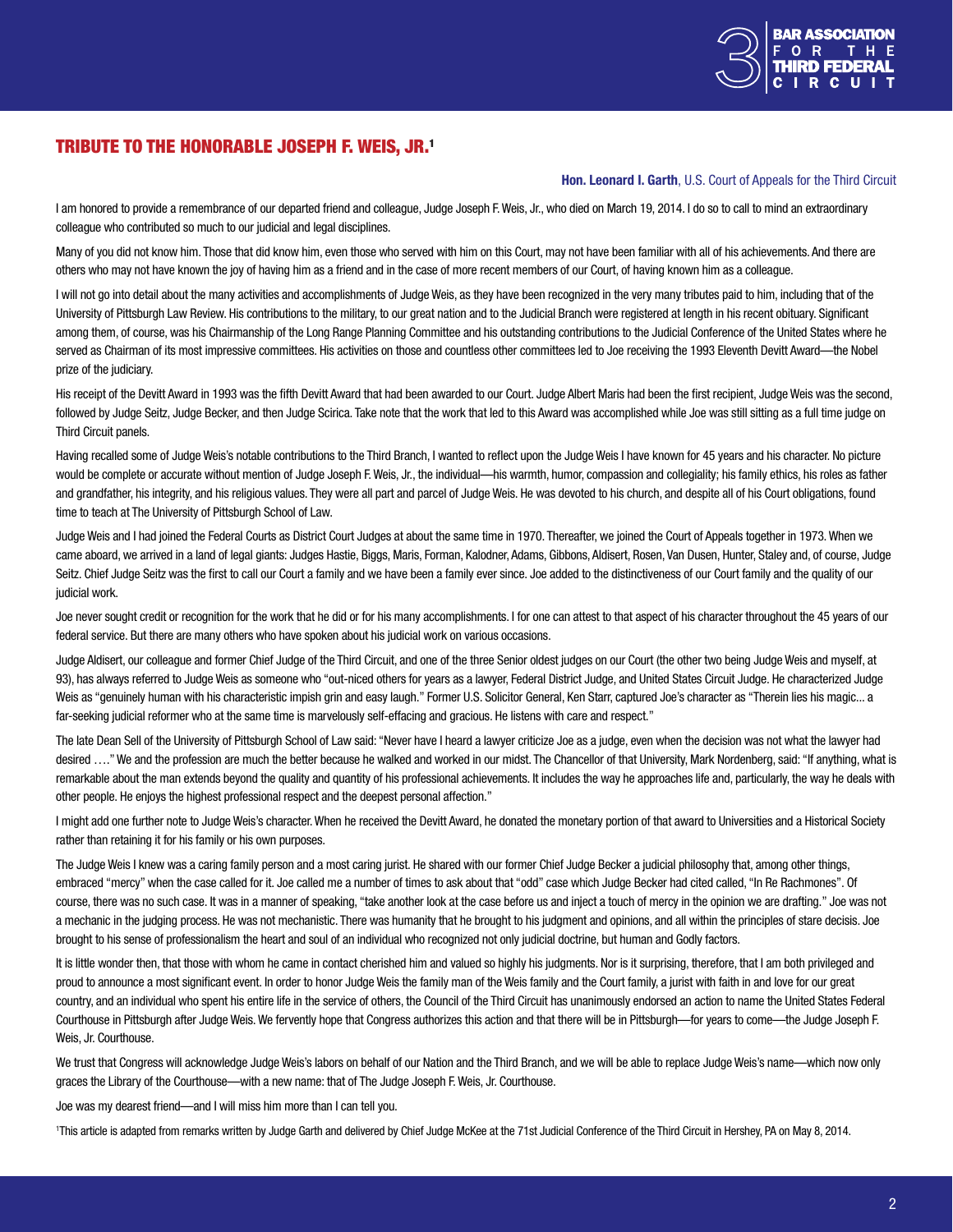## TRIBUTE TO THE HONORABLE JOSEPH F. WEIS, JR.[1]

**Hon. Leonard I. Garth**, U.S. Court of Appeals for the Third Circuit

I am honored to provide a remembrance of our departed friend and colleague, Judge Joseph F. Weis, Jr., who died on March 19, 2014. I do so to call to mind an extraordinary colleague who contributed so much to our judicial and legal disciplines.

Many of you did not know him. Those that did know him, even those who served with him on this Court, may not have been familiar with all of his achievements. And there are others who may not have known the joy of having him as a friend and in the case of more recent members of our Court, of having known him as a colleague.

I will not go into detail about the many activities and accomplishments of Judge Weis, as they have been recognized in the very many tributes paid to him, including that of the University of Pittsburgh Law Review. His contributions to the military, to our great nation and to the Judicial Branch were registered at length in his recent obituary. Significant among them, of course, was his Chairmanship of the Long Range Planning Committee and his outstanding contributions to the Judicial Conference of the United States where he served as Chairman of its most impressive committees. His activities on those and countless other committees led to Joe receiving the 1993 Eleventh Devitt Award—the Nobel prize of the judiciary.

His receipt of the Devitt Award in 1993 was the fifth Devitt Award that had been awarded to our Court. Judge Albert Maris had been the first recipient, Judge Weis was the second, followed by Judge Seitz, Judge Becker, and then Judge Scirica. Take note that the work that led to this Award was accomplished while Joe was still sitting as a full time judge on Third Circuit panels.

Having recalled some of Judge Weis's notable contributions to the Third Branch, I wanted to reflect upon the Judge Weis I have known for 45 years and his character. No picture would be complete or accurate without mention of Judge Joseph F. Weis, Jr., the individual—his warmth, humor, compassion and collegiality; his family ethics, his roles as father and grandfather, his integrity, and his religious values. They were all part and parcel of Judge Weis. He was devoted to his church, and despite all of his Court obligations, found time to teach at The University of Pittsburgh School of Law.

Judge Weis and I had joined the Federal Courts as District Court Judges at about the same time in 1970. Thereafter, we joined the Court of Appeals together in 1973. When we came aboard, we arrived in a land of legal giants: Judges Hastie, Biggs, Maris, Forman, Kalodner, Adams, Gibbons, Aldisert, Rosen, Van Dusen, Hunter, Staley and, of course, Judge Seitz. Chief Judge Seitz was the first to call our Court a family and we have been a family ever since. Joe added to the distinctiveness of our Court family and the quality of our judicial work.

Joe never sought credit or recognition for the work that he did or for his many accomplishments. I for one can attest to that aspect of his character throughout the 45 years of our federal service. But there are many others who have spoken about his judicial work on various occasions.

Judge Aldisert, our colleague and former Chief Judge of the Third Circuit, and one of the three Senior oldest judges on our Court (the other two being Judge Weis and myself, at 93), has always referred to Judge Weis as someone who "out-niced others for years as a lawyer, Federal District Judge, and United States Circuit Judge. He characterized Judge Weis as "genuinely human with his characteristic impish grin and easy laugh." Former U.S. Solicitor General, Ken Starr, captured Joe's character as "Therein lies his magic... a far-seeking judicial reformer who at the same time is marvelously self-effacing and gracious. He listens with care and respect."

The late Dean Sell of the University of Pittsburgh School of Law said: "Never have I heard a lawyer criticize Joe as a judge, even when the decision was not what the lawyer had desired …." We and the profession are much the better because he walked and worked in our midst. The Chancellor of that University, Mark Nordenberg, said: "If anything, what is remarkable about the man extends beyond the quality and quantity of his professional achievements. It includes the way he approaches life and, particularly, the way he deals with other people. He enjoys the highest professional respect and the deepest personal affection."

I might add one further note to Judge Weis's character. When he received the Devitt Award, he donated the monetary portion of that award to Universities and a Historical Society rather than retaining it for his family or his own purposes.

The Judge Weis I knew was a caring family person and a most caring jurist. He shared with our former Chief Judge Becker a judicial philosophy that, among other things, embraced "mercy" when the case called for it. Joe called me a number of times to ask about that "odd" case which Judge Becker had cited called, "In Re Rachmones". Of course, there was no such case. It was in a manner of speaking, "take another look at the case before us and inject a touch of mercy in the opinion we are drafting." Joe was not a mechanic in the judging process. He was not mechanistic. There was humanity that he brought to his judgment and opinions, and all within the principles of stare decisis. Joe brought to his sense of professionalism the heart and soul of an individual who recognized not only judicial doctrine, but human and Godly factors.

It is little wonder then, that those with whom he came in contact cherished him and valued so highly his judgments. Nor is it surprising, therefore, that I am both privileged and proud to announce a most significant event. In order to honor Judge Weis the family man of the Weis family and the Court family, a jurist with faith in and love for our great country, and an individual who spent his entire life in the service of others, the Council of the Third Circuit has unanimously endorsed an action to name the United States Federal Courthouse in Pittsburgh after Judge Weis. We fervently hope that Congress authorizes this action and that there will be in Pittsburgh—for years to come—the Judge Joseph F. Weis, Jr. Courthouse.

We trust that Congress will acknowledge Judge Weis's labors on behalf of our Nation and the Third Branch, and we will be able to replace Judge Weis's name—which now only graces the Library of the Courthouse—with a new name: that of The Judge Joseph F. Weis, Jr. Courthouse.

Joe was my dearest friend—and I will miss him more than I can tell you.

[1]This article is adapted from remarks written by Judge Garth and delivered by Chief Judge McKee at the 71st Judicial Conference of the Third Circuit in Hershey, PA on May 8, 2014.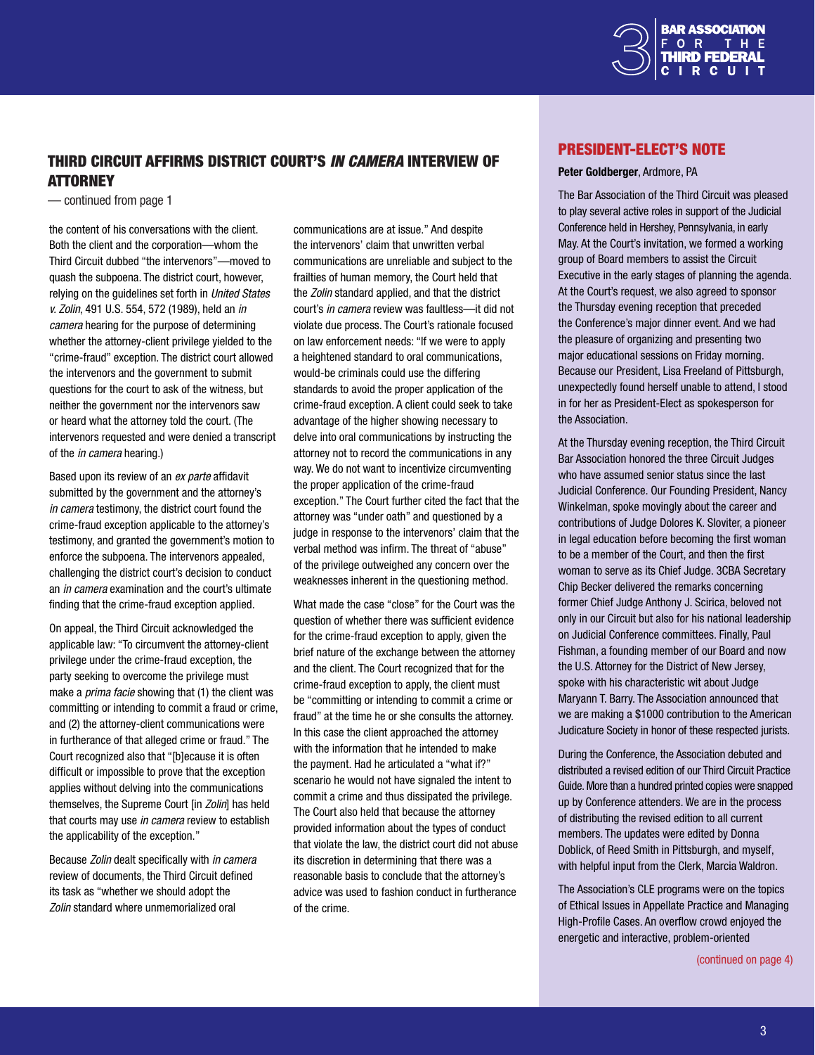## THIRD CIRCUIT AFFIRMS DISTRICT COURT'S *IN CAMERA* INTERVIEW OF ATTORNEY

— continued from page 1

the content of his conversations with the client. Both the client and the corporation—whom the Third Circuit dubbed "the intervenors"—moved to quash the subpoena. The district court, however, relying on the guidelines set forth in *United States v. Zolin*, 491 U.S. 554, 572 (1989), held an *in camera* hearing for the purpose of determining whether the attorney-client privilege yielded to the "crime-fraud" exception. The district court allowed the intervenors and the government to submit questions for the court to ask of the witness, but neither the government nor the intervenors saw or heard what the attorney told the court. (The intervenors requested and were denied a transcript of the *in camera* hearing.)

Based upon its review of an *ex parte* affidavit submitted by the government and the attorney's *in camera* testimony, the district court found the crime-fraud exception applicable to the attorney's testimony, and granted the government's motion to enforce the subpoena. The intervenors appealed, challenging the district court's decision to conduct an *in camera* examination and the court's ultimate finding that the crime-fraud exception applied.

On appeal, the Third Circuit acknowledged the applicable law: "To circumvent the attorney-client privilege under the crime-fraud exception, the party seeking to overcome the privilege must make a *prima facie* showing that (1) the client was committing or intending to commit a fraud or crime, and (2) the attorney-client communications were in furtherance of that alleged crime or fraud." The Court recognized also that "[b]ecause it is often difficult or impossible to prove that the exception applies without delving into the communications themselves, the Supreme Court [in *Zolin*] has held that courts may use *in camera* review to establish the applicability of the exception."

Because *Zolin* dealt specifically with *in camera* review of documents, the Third Circuit defined its task as "whether we should adopt the *Zolin* standard where unmemorialized oral communications are at issue." And despite the intervenors' claim that unwritten verbal communications are unreliable and subject to the frailties of human memory, the Court held that the *Zolin* standard applied, and that the district court's *in camera* review was faultless—it did not violate due process. The Court's rationale focused on law enforcement needs: "If we were to apply a heightened standard to oral communications, would-be criminals could use the differing standards to avoid the proper application of the crime-fraud exception. A client could seek to take advantage of the higher showing necessary to delve into oral communications by instructing the attorney not to record the communications in any way. We do not want to incentivize circumventing the proper application of the crime-fraud exception." The Court further cited the fact that the attorney was "under oath" and questioned by a judge in response to the intervenors' claim that the verbal method was infirm. The threat of "abuse" of the privilege outweighed any concern over the weaknesses inherent in the questioning method.

What made the case "close" for the Court was the question of whether there was sufficient evidence for the crime-fraud exception to apply, given the brief nature of the exchange between the attorney and the client. The Court recognized that for the crime-fraud exception to apply, the client must be "committing or intending to commit a crime or fraud" at the time he or she consults the attorney. In this case the client approached the attorney with the information that he intended to make the payment. Had he articulated a "what if?" scenario he would not have signaled the intent to commit a crime and thus dissipated the privilege. The Court also held that because the attorney provided information about the types of conduct that violate the law, the district court did not abuse its discretion in determining that there was a reasonable basis to conclude that the attorney's advice was used to fashion conduct in furtherance of the crime.

## PRESIDENT-ELECT'S NOTE

**Peter Goldberger**, Ardmore, PA

The Bar Association of the Third Circuit was pleased to play several active roles in support of the Judicial Conference held in Hershey, Pennsylvania, in early May. At the Court's invitation, we formed a working group of Board members to assist the Circuit Executive in the early stages of planning the agenda. At the Court's request, we also agreed to sponsor the Thursday evening reception that preceded the Conference's major dinner event. And we had the pleasure of organizing and presenting two major educational sessions on Friday morning. Because our President, Lisa Freeland of Pittsburgh, unexpectedly found herself unable to attend, I stood in for her as President-Elect as spokesperson for the Association.

At the Thursday evening reception, the Third Circuit Bar Association honored the three Circuit Judges who have assumed senior status since the last Judicial Conference. Our Founding President, Nancy Winkelman, spoke movingly about the career and contributions of Judge Dolores K. Sloviter, a pioneer in legal education before becoming the first woman to be a member of the Court, and then the first woman to serve as its Chief Judge. 3CBA Secretary Chip Becker delivered the remarks concerning former Chief Judge Anthony J. Scirica, beloved not only in our Circuit but also for his national leadership on Judicial Conference committees. Finally, Paul Fishman, a founding member of our Board and now the U.S. Attorney for the District of New Jersey, spoke with his characteristic wit about Judge Maryann T. Barry. The Association announced that we are making a $1000 contribution to the American Judicature Society in honor of these respected jurists.

During the Conference, the Association debuted and distributed a revised edition of our Third Circuit Practice Guide. More than a hundred printed copies were snapped up by Conference attenders. We are in the process of distributing the revised edition to all current members. The updates were edited by Donna Doblick, of Reed Smith in Pittsburgh, and myself, with helpful input from the Clerk, Marcia Waldron.

The Association's CLE programs were on the topics of Ethical Issues in Appellate Practice and Managing High-Profile Cases. An overflow crowd enjoyed the energetic and interactive, problem-oriented

(continued on page 4)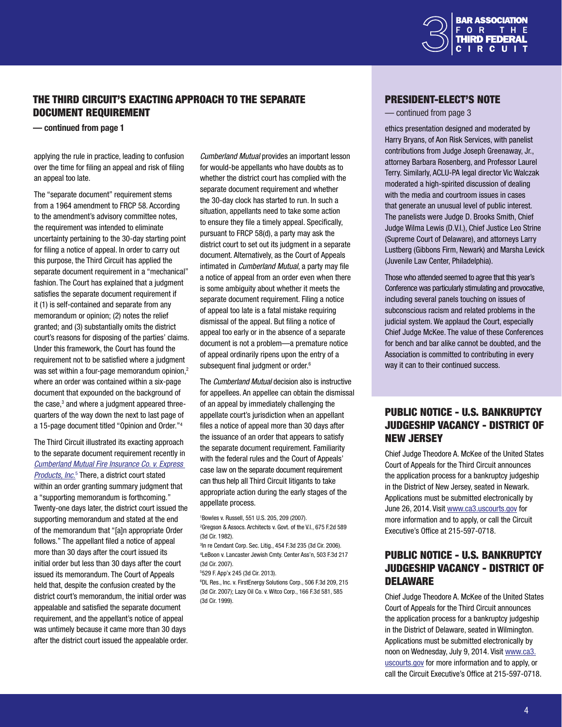## THE THIRD CIRCUIT'S EXACTING APPROACH TO THE SEPARATE DOCUMENT REQUIREMENT

**— continued from page 1**

applying the rule in practice, leading to confusion over the time for filing an appeal and risk of filing an appeal too late.

The "separate document" requirement stems from a 1964 amendment to FRCP 58. According to the amendment's advisory committee notes, the requirement was intended to eliminate uncertainty pertaining to the 30-day starting point for filing a notice of appeal. In order to carry out this purpose, the Third Circuit has applied the separate document requirement in a "mechanical" fashion. The Court has explained that a judgment satisfies the separate document requirement if it (1) is self-contained and separate from any memorandum or opinion; (2) notes the relief granted; and (3) substantially omits the district court's reasons for disposing of the parties' claims. Under this framework, the Court has found the requirement not to be satisfied where a judgment was set within a four-page memorandum opinion,[2] where an order was contained within a six-page document that expounded on the background of the case,[3] and where a judgment appeared three-quarters of the way down the next to last page of a 15-page document titled "Opinion and Order."[4]

The Third Circuit illustrated its exacting approach to the separate document requirement recently in *Cumberland Mutual Fire Insurance Co. v. Express Products, Inc.*[5] There, a district court stated within an order granting summary judgment that a "supporting memorandum is forthcoming." Twenty-one days later, the district court issued the supporting memorandum and stated at the end of the memorandum that "[a]n appropriate Order follows." The appellant filed a notice of appeal more than 30 days after the court issued its initial order but less than 30 days after the court issued its memorandum. The Court of Appeals held that, despite the confusion created by the district court's memorandum, the initial order was appealable and satisfied the separate document requirement, and the appellant's notice of appeal was untimely because it came more than 30 days after the district court issued the appealable order.

*Cumberland Mutual* provides an important lesson for would-be appellants who have doubts as to whether the district court has complied with the separate document requirement and whether the 30-day clock has started to run. In such a situation, appellants need to take some action to ensure they file a timely appeal. Specifically, pursuant to FRCP 58(d), a party may ask the district court to set out its judgment in a separate document. Alternatively, as the Court of Appeals intimated in *Cumberland Mutual*, a party may file a notice of appeal from an order even when there is some ambiguity about whether it meets the separate document requirement. Filing a notice of appeal too late is a fatal mistake requiring dismissal of the appeal. But filing a notice of appeal too early or in the absence of a separate document is not a problem—a premature notice of appeal ordinarily ripens upon the entry of a subsequent final judgment or order.[6]

The *Cumberland Mutual* decision also is instructive for appellees. An appellee can obtain the dismissal of an appeal by immediately challenging the appellate court's jurisdiction when an appellant files a notice of appeal more than 30 days after the issuance of an order that appears to satisfy the separate document requirement. Familiarity with the federal rules and the Court of Appeals' case law on the separate document requirement can thus help all Third Circuit litigants to take appropriate action during the early stages of the appellate process.

[1] Bowles v. Russell, 551 U.S. 205, 209 (2007).
[2] Gregson & Assocs. Architects v. Govt. of the V.I., 675 F.2d 589 (3d Cir. 1982).
[3] In re Cendant Corp. Sec. Litig., 454 F.3d 235 (3d Cir. 2006).
[4] LeBoon v. Lancaster Jewish Cmty. Center Ass'n, 503 F.3d 217 (3d Cir. 2007).
[5] 529 F. App'x 245 (3d Cir. 2013).
[6] DL Res., Inc. v. FirstEnergy Solutions Corp., 506 F.3d 209, 215 (3d Cir. 2007); Lazy Oil Co. v. Witco Corp., 166 F.3d 581, 585 (3d Cir. 1999).

## PRESIDENT-ELECT'S NOTE

— continued from page 3

ethics presentation designed and moderated by Harry Bryans, of Aon Risk Services, with panelist contributions from Judge Joseph Greenaway, Jr., attorney Barbara Rosenberg, and Professor Laurel Terry. Similarly, ACLU-PA legal director Vic Walczak moderated a high-spirited discussion of dealing with the media and courtroom issues in cases that generate an unusual level of public interest. The panelists were Judge D. Brooks Smith, Chief Judge Wilma Lewis (D.V.I.), Chief Justice Leo Strine (Supreme Court of Delaware), and attorneys Larry Lustberg (Gibbons Firm, Newark) and Marsha Levick (Juvenile Law Center, Philadelphia).

Those who attended seemed to agree that this year's Conference was particularly stimulating and provocative, including several panels touching on issues of subconscious racism and related problems in the judicial system. We applaud the Court, especially Chief Judge McKee. The value of these Conferences for bench and bar alike cannot be doubted, and the Association is committed to contributing in every way it can to their continued success.

## PUBLIC NOTICE - U.S. BANKRUPTCY JUDGESHIP VACANCY - DISTRICT OF NEW JERSEY

Chief Judge Theodore A. McKee of the United States Court of Appeals for the Third Circuit announces the application process for a bankruptcy judgeship in the District of New Jersey, seated in Newark. Applications must be submitted electronically by June 26, 2014. Visit www.ca3.uscourts.gov for more information and to apply, or call the Circuit Executive's Office at 215-597-0718.

## PUBLIC NOTICE - U.S. BANKRUPTCY JUDGESHIP VACANCY - DISTRICT OF DELAWARE

Chief Judge Theodore A. McKee of the United States Court of Appeals for the Third Circuit announces the application process for a bankruptcy judgeship in the District of Delaware, seated in Wilmington. Applications must be submitted electronically by noon on Wednesday, July 9, 2014. Visit www.ca3.uscourts.gov for more information and to apply, or call the Circuit Executive's Office at 215-597-0718.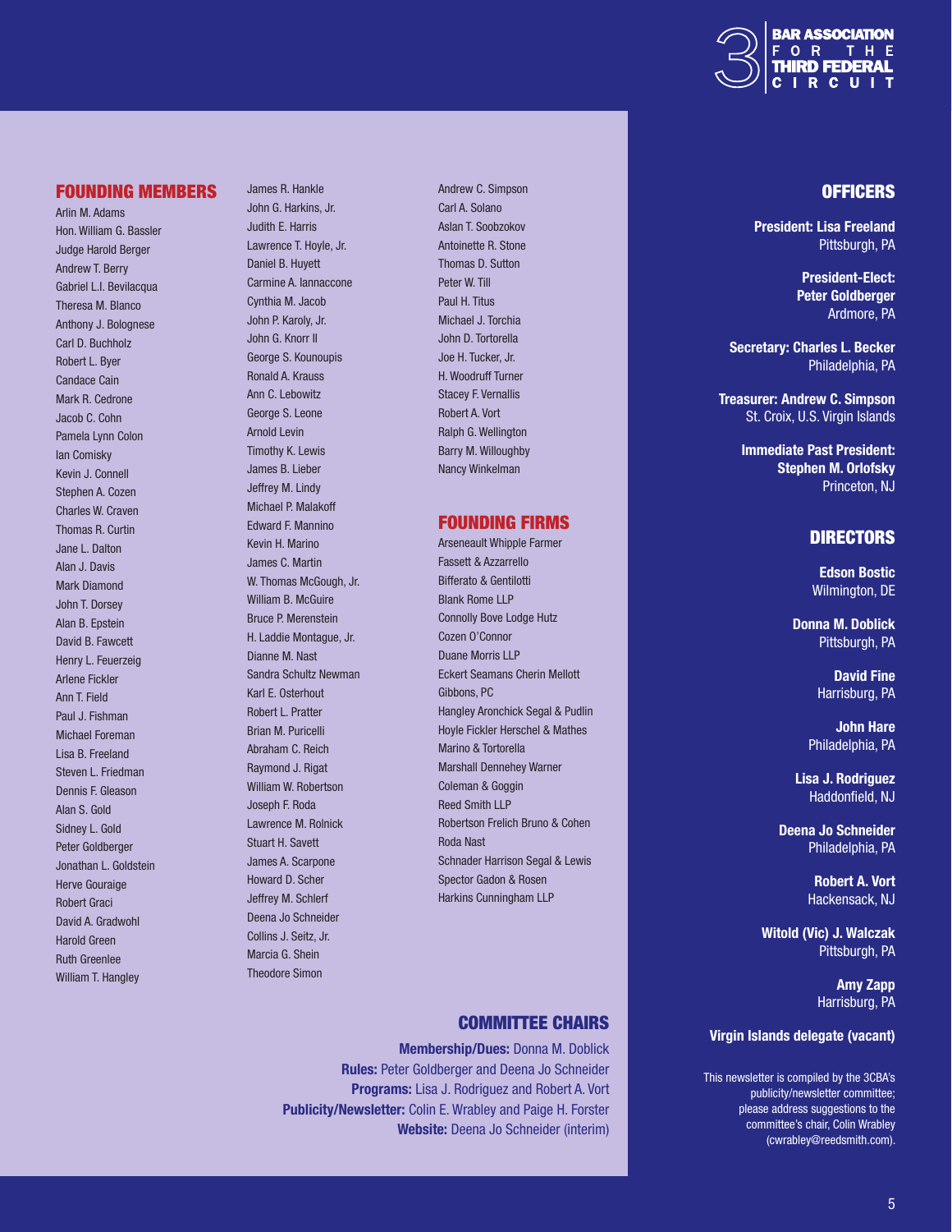# BAR ASSOCIATION FOR THE THIRD FEDERAL CIRCUIT

## FOUNDING MEMBERS

Arlin M. Adams
Hon. William G. Bassler
Judge Harold Berger
Andrew T. Berry
Gabriel L.I. Bevilacqua
Theresa M. Blanco
Anthony J. Bolognese
Carl D. Buchholz
Robert L. Byer
Candace Cain
Mark R. Cedrone
Jacob C. Cohn
Pamela Lynn Colon
Ian Comisky
Kevin J. Connell
Stephen A. Cozen
Charles W. Craven
Thomas R. Curtin
Jane L. Dalton
Alan J. Davis
Mark Diamond
John T. Dorsey
Alan B. Epstein
David B. Fawcett
Henry L. Feuerzeig
Arlene Fickler
Ann T. Field
Paul J. Fishman
Michael Foreman
Lisa B. Freeland
Steven L. Friedman
Dennis F. Gleason
Alan S. Gold
Sidney L. Gold
Peter Goldberger
Jonathan L. Goldstein
Herve Gouraige
Robert Graci
David A. Gradwohl
Harold Green
Ruth Greenlee
William T. Hangley
James R. Hankle
John G. Harkins, Jr.
Judith E. Harris
Lawrence T. Hoyle, Jr.
Daniel B. Huyett
Carmine A. Iannaccone
Cynthia M. Jacob
John P. Karoly, Jr.
John G. Knorr II
George S. Kounoupis
Ronald A. Krauss
Ann C. Lebowitz
George S. Leone
Arnold Levin
Timothy K. Lewis
James B. Lieber
Jeffrey M. Lindy
Michael P. Malakoff
Edward F. Mannino
Kevin H. Marino
James C. Martin
W. Thomas McGough, Jr.
William B. McGuire
Bruce P. Merenstein
H. Laddie Montague, Jr.
Dianne M. Nast
Sandra Schultz Newman
Karl E. Osterhout
Robert L. Pratter
Brian M. Puricelli
Abraham C. Reich
Raymond J. Rigat
William W. Robertson
Joseph F. Roda
Lawrence M. Rolnick
Stuart H. Savett
James A. Scarpone
Howard D. Scher
Jeffrey M. Schlerf
Deena Jo Schneider
Collins J. Seitz, Jr.
Marcia G. Shein
Theodore Simon
Andrew C. Simpson
Carl A. Solano
Aslan T. Soobzokov
Antoinette R. Stone
Thomas D. Sutton
Peter W. Till
Paul H. Titus
Michael J. Torchia
John D. Tortorella
Joe H. Tucker, Jr.
H. Woodruff Turner
Stacey F. Vernallis
Robert A. Vort
Ralph G. Wellington
Barry M. Willoughby
Nancy Winkelman

## FOUNDING FIRMS

Arseneault Whipple Farmer
Fassett & Azzarrello
Bifferato & Gentilotti
Blank Rome LLP
Connolly Bove Lodge Hutz
Cozen O'Connor
Duane Morris LLP
Eckert Seamans Cherin Mellott
Gibbons, PC
Hangley Aronchick Segal & Pudlin
Hoyle Fickler Herschel & Mathes
Marino & Tortorella
Marshall Dennehey Warner
Coleman & Goggin
Reed Smith LLP
Robertson Frelich Bruno & Cohen
Roda Nast
Schnader Harrison Segal & Lewis
Spector Gadon & Rosen
Harkins Cunningham LLP

## COMMITTEE CHAIRS

**Membership/Dues:** Donna M. Doblick
**Rules:** Peter Goldberger and Deena Jo Schneider
**Programs:** Lisa J. Rodriguez and Robert A. Vort
**Publicity/Newsletter:** Colin E. Wrabley and Paige H. Forster
**Website:** Deena Jo Schneider (interim)

## OFFICERS

**President: Lisa Freeland**
Pittsburgh, PA

**President-Elect: Peter Goldberger**
Ardmore, PA

**Secretary: Charles L. Becker**
Philadelphia, PA

**Treasurer: Andrew C. Simpson**
St. Croix, U.S. Virgin Islands

**Immediate Past President: Stephen M. Orlofsky**
Princeton, NJ

## DIRECTORS

**Edson Bostic**
Wilmington, DE

**Donna M. Doblick**
Pittsburgh, PA

**David Fine**
Harrisburg, PA

**John Hare**
Philadelphia, PA

**Lisa J. Rodriguez**
Haddonfield, NJ

**Deena Jo Schneider**
Philadelphia, PA

**Robert A. Vort**
Hackensack, NJ

**Witold (Vic) J. Walczak**
Pittsburgh, PA

**Amy Zapp**
Harrisburg, PA

**Virgin Islands delegate (vacant)**

This newsletter is compiled by the 3CBA's publicity/newsletter committee; please address suggestions to the committee's chair, Colin Wrabley (cwrabley@reedsmith.com).